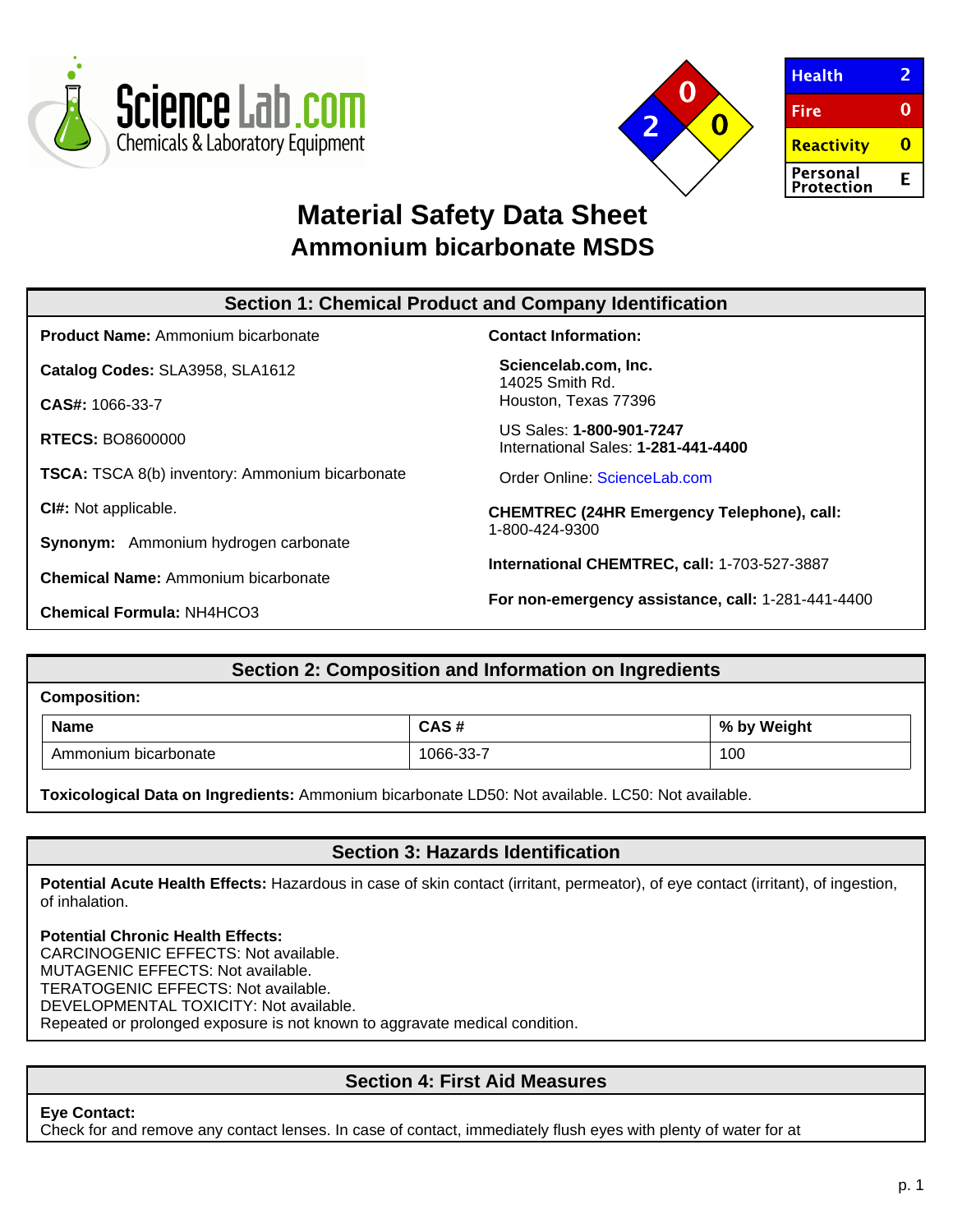ScienceLab.com
Chemicals & Laboratory Equipment

| Health | 2 |
| --- | --- |
| Fire | 0 |
| Reactivity | 0 |
| Personal Protection | E |

# Material Safety Data Sheet
## Ammonium bicarbonate MSDS

### Section 1: Chemical Product and Company Identification

**Product Name:** Ammonium bicarbonate

**Catalog Codes:** SLA3958, SLA1612

**CAS#:** 1066-33-7

**RTECS:** BO8600000

**TSCA:** TSCA 8(b) inventory: Ammonium bicarbonate

**CI#:** Not applicable.

**Synonym:** Ammonium hydrogen carbonate

**Chemical Name:** Ammonium bicarbonate

**Chemical Formula:** $NH_4HCO_3$

**Contact Information:**

**Sciencelab.com, Inc.**
14025 Smith Rd.
Houston, Texas 77396

US Sales: **1-800-901-7247**
International Sales: **1-281-441-4400**

Order Online: ScienceLab.com

**CHEMTREC (24HR Emergency Telephone), call:**
1-800-424-9300

**International CHEMTREC, call:** 1-703-527-3887

**For non-emergency assistance, call:** 1-281-441-4400

### Section 2: Composition and Information on Ingredients

**Composition:**

| Name | CAS # | % by Weight |
| --- | --- | --- |
| Ammonium bicarbonate | 1066-33-7 | 100 |

**Toxicological Data on Ingredients:** Ammonium bicarbonate LD50: Not available. LC50: Not available.

### Section 3: Hazards Identification

**Potential Acute Health Effects:** Hazardous in case of skin contact (irritant, permeator), of eye contact (irritant), of ingestion, of inhalation.

**Potential Chronic Health Effects:**
CARCINOGENIC EFFECTS: Not available.
MUTAGENIC EFFECTS: Not available.
TERATOGENIC EFFECTS: Not available.
DEVELOPMENTAL TOXICITY: Not available.
Repeated or prolonged exposure is not known to aggravate medical condition.

### Section 4: First Aid Measures

**Eye Contact:**
Check for and remove any contact lenses. In case of contact, immediately flush eyes with plenty of water for at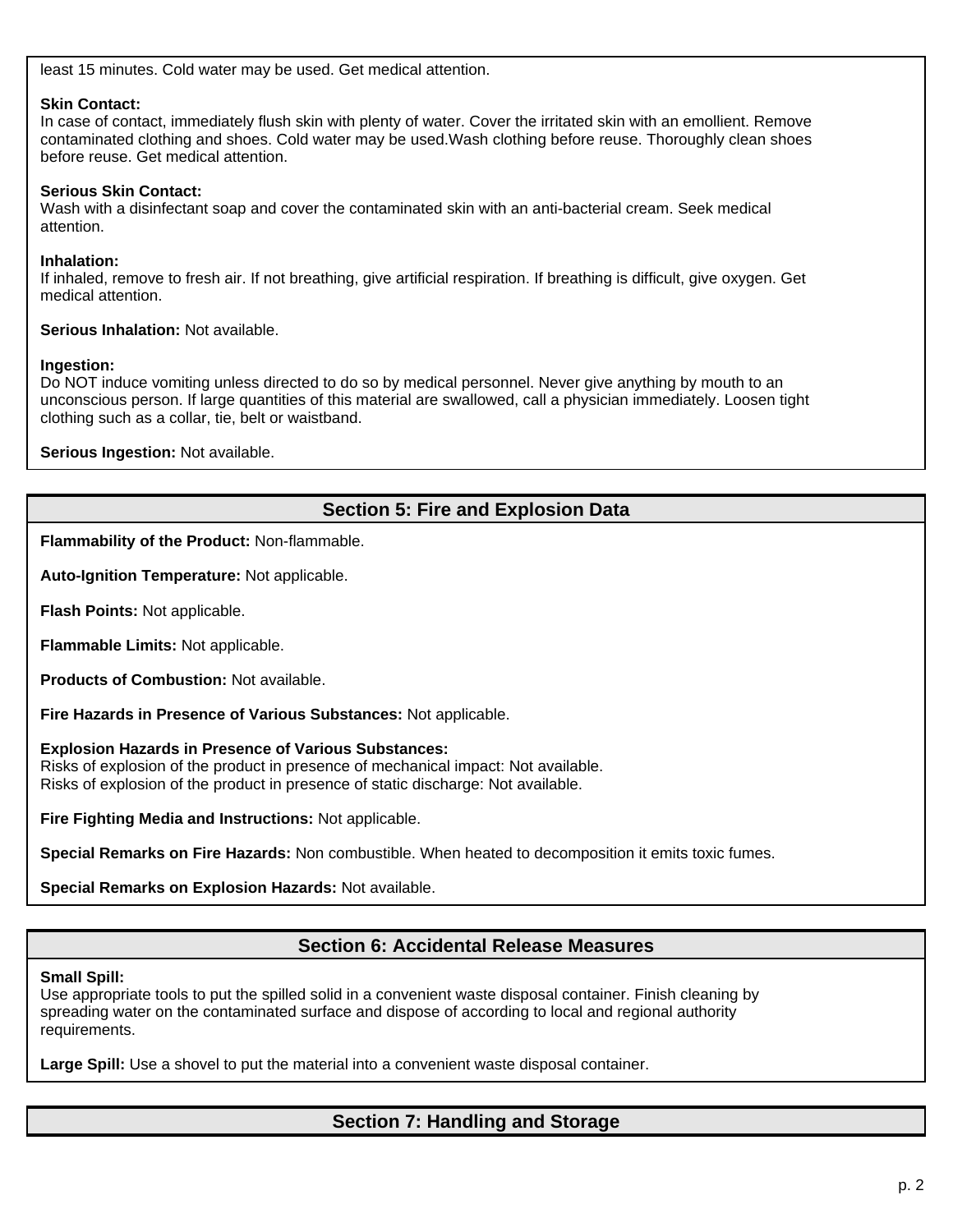least 15 minutes. Cold water may be used. Get medical attention.

**Skin Contact:**
In case of contact, immediately flush skin with plenty of water. Cover the irritated skin with an emollient. Remove contaminated clothing and shoes. Cold water may be used.Wash clothing before reuse. Thoroughly clean shoes before reuse. Get medical attention.

**Serious Skin Contact:**
Wash with a disinfectant soap and cover the contaminated skin with an anti-bacterial cream. Seek medical attention.

**Inhalation:**
If inhaled, remove to fresh air. If not breathing, give artificial respiration. If breathing is difficult, give oxygen. Get medical attention.

**Serious Inhalation:** Not available.

**Ingestion:**
Do NOT induce vomiting unless directed to do so by medical personnel. Never give anything by mouth to an unconscious person. If large quantities of this material are swallowed, call a physician immediately. Loosen tight clothing such as a collar, tie, belt or waistband.

**Serious Ingestion:** Not available.

## Section 5: Fire and Explosion Data

**Flammability of the Product:** Non-flammable.

**Auto-Ignition Temperature:** Not applicable.

**Flash Points:** Not applicable.

**Flammable Limits:** Not applicable.

**Products of Combustion:** Not available.

**Fire Hazards in Presence of Various Substances:** Not applicable.

**Explosion Hazards in Presence of Various Substances:**
Risks of explosion of the product in presence of mechanical impact: Not available.
Risks of explosion of the product in presence of static discharge: Not available.

**Fire Fighting Media and Instructions:** Not applicable.

**Special Remarks on Fire Hazards:** Non combustible. When heated to decomposition it emits toxic fumes.

**Special Remarks on Explosion Hazards:** Not available.

## Section 6: Accidental Release Measures

**Small Spill:**
Use appropriate tools to put the spilled solid in a convenient waste disposal container. Finish cleaning by spreading water on the contaminated surface and dispose of according to local and regional authority requirements.

**Large Spill:** Use a shovel to put the material into a convenient waste disposal container.

## Section 7: Handling and Storage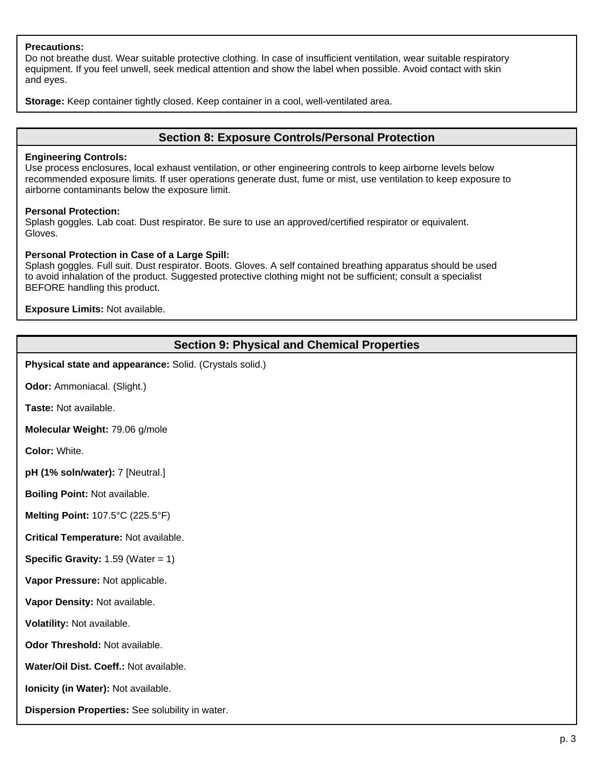**Precautions:**
Do not breathe dust. Wear suitable protective clothing. In case of insufficient ventilation, wear suitable respiratory equipment. If you feel unwell, seek medical attention and show the label when possible. Avoid contact with skin and eyes.

**Storage:** Keep container tightly closed. Keep container in a cool, well-ventilated area.

## Section 8: Exposure Controls/Personal Protection

**Engineering Controls:**
Use process enclosures, local exhaust ventilation, or other engineering controls to keep airborne levels below recommended exposure limits. If user operations generate dust, fume or mist, use ventilation to keep exposure to airborne contaminants below the exposure limit.

**Personal Protection:**
Splash goggles. Lab coat. Dust respirator. Be sure to use an approved/certified respirator or equivalent. Gloves.

**Personal Protection in Case of a Large Spill:**
Splash goggles. Full suit. Dust respirator. Boots. Gloves. A self contained breathing apparatus should be used to avoid inhalation of the product. Suggested protective clothing might not be sufficient; consult a specialist BEFORE handling this product.

**Exposure Limits:** Not available.

## Section 9: Physical and Chemical Properties

**Physical state and appearance:** Solid. (Crystals solid.)

**Odor:** Ammoniacal. (Slight.)

**Taste:** Not available.

**Molecular Weight:** 79.06 g/mole

**Color:** White.

**pH (1% soln/water):** 7 [Neutral.]

**Boiling Point:** Not available.

**Melting Point:** 107.5°C (225.5°F)

**Critical Temperature:** Not available.

**Specific Gravity:** 1.59 (Water = 1)

**Vapor Pressure:** Not applicable.

**Vapor Density:** Not available.

**Volatility:** Not available.

**Odor Threshold:** Not available.

**Water/Oil Dist. Coeff.:** Not available.

**Ionicity (in Water):** Not available.

**Dispersion Properties:** See solubility in water.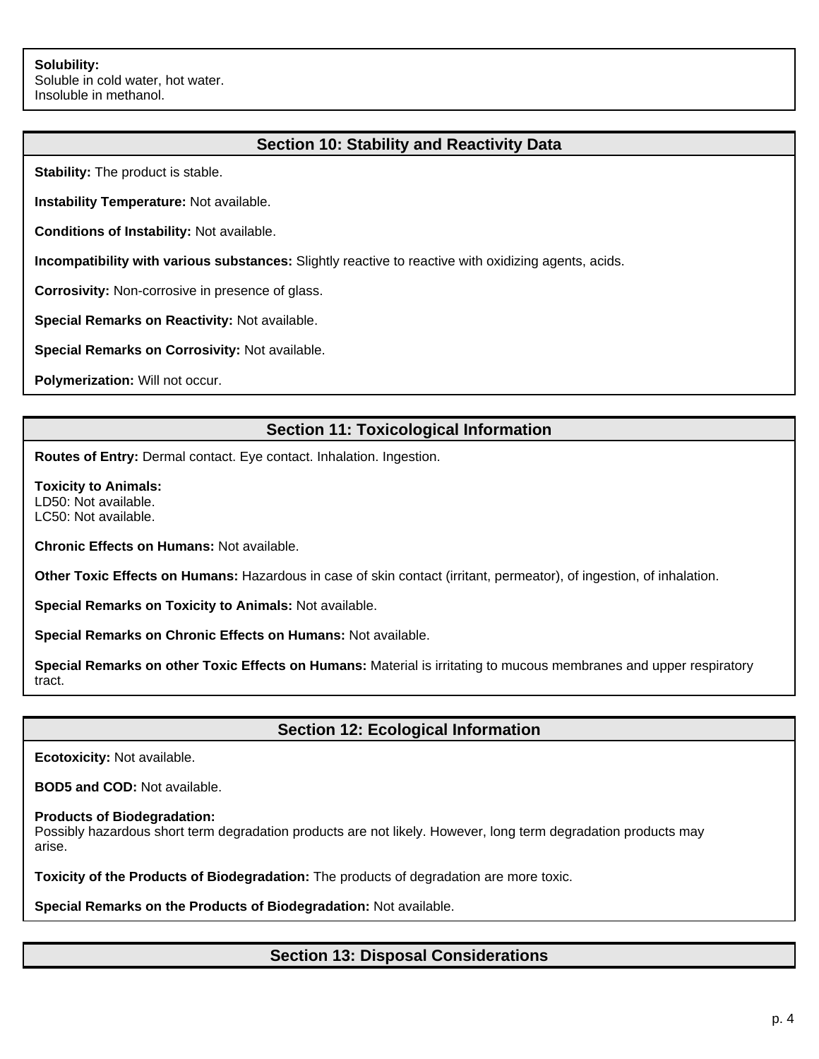**Solubility:**
Soluble in cold water, hot water.
Insoluble in methanol.

## Section 10: Stability and Reactivity Data

**Stability:** The product is stable.

**Instability Temperature:** Not available.

**Conditions of Instability:** Not available.

**Incompatibility with various substances:** Slightly reactive to reactive with oxidizing agents, acids.

**Corrosivity:** Non-corrosive in presence of glass.

**Special Remarks on Reactivity:** Not available.

**Special Remarks on Corrosivity:** Not available.

**Polymerization:** Will not occur.

## Section 11: Toxicological Information

**Routes of Entry:** Dermal contact. Eye contact. Inhalation. Ingestion.

**Toxicity to Animals:**
LD50: Not available.
LC50: Not available.

**Chronic Effects on Humans:** Not available.

**Other Toxic Effects on Humans:** Hazardous in case of skin contact (irritant, permeator), of ingestion, of inhalation.

**Special Remarks on Toxicity to Animals:** Not available.

**Special Remarks on Chronic Effects on Humans:** Not available.

**Special Remarks on other Toxic Effects on Humans:** Material is irritating to mucous membranes and upper respiratory tract.

## Section 12: Ecological Information

**Ecotoxicity:** Not available.

**BOD5 and COD:** Not available.

**Products of Biodegradation:**
Possibly hazardous short term degradation products are not likely. However, long term degradation products may arise.

**Toxicity of the Products of Biodegradation:** The products of degradation are more toxic.

**Special Remarks on the Products of Biodegradation:** Not available.

## Section 13: Disposal Considerations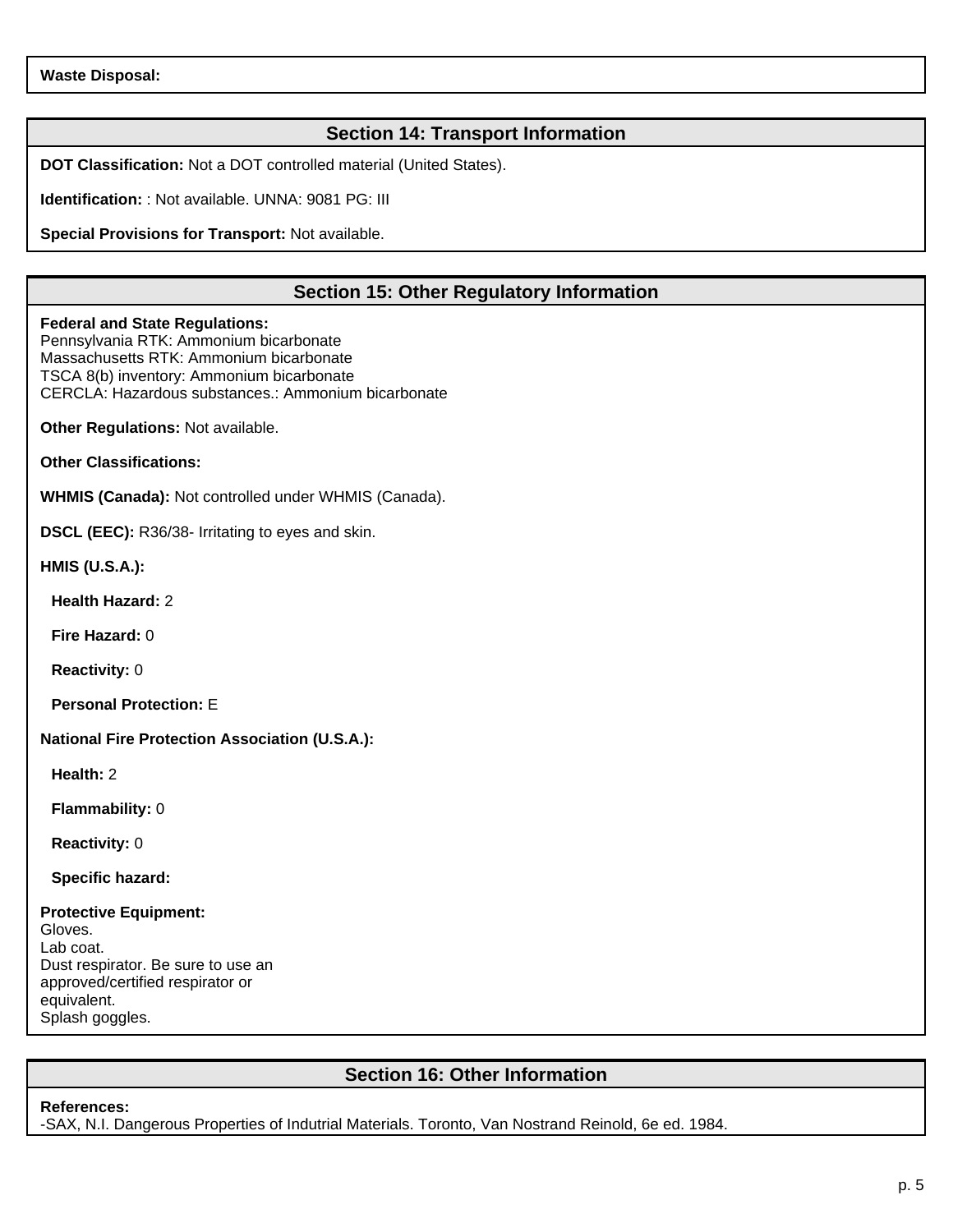**Waste Disposal:**

## Section 14: Transport Information

**DOT Classification:** Not a DOT controlled material (United States).

**Identification:** : Not available. UNNA: 9081 PG: III

**Special Provisions for Transport:** Not available.

## Section 15: Other Regulatory Information

**Federal and State Regulations:**
Pennsylvania RTK: Ammonium bicarbonate
Massachusetts RTK: Ammonium bicarbonate
TSCA 8(b) inventory: Ammonium bicarbonate
CERCLA: Hazardous substances.: Ammonium bicarbonate

**Other Regulations:** Not available.

**Other Classifications:**

**WHMIS (Canada):** Not controlled under WHMIS (Canada).

**DSCL (EEC):** R36/38- Irritating to eyes and skin.

**HMIS (U.S.A.):**

**Health Hazard:** 2

**Fire Hazard:** 0

**Reactivity:** 0

**Personal Protection:** E

**National Fire Protection Association (U.S.A.):**

**Health:** 2

**Flammability:** 0

**Reactivity:** 0

**Specific hazard:**

**Protective Equipment:**
Gloves.
Lab coat.
Dust respirator. Be sure to use an approved/certified respirator or equivalent.
Splash goggles.

## Section 16: Other Information

**References:**
-SAX, N.I. Dangerous Properties of Indutrial Materials. Toronto, Van Nostrand Reinold, 6e ed. 1984.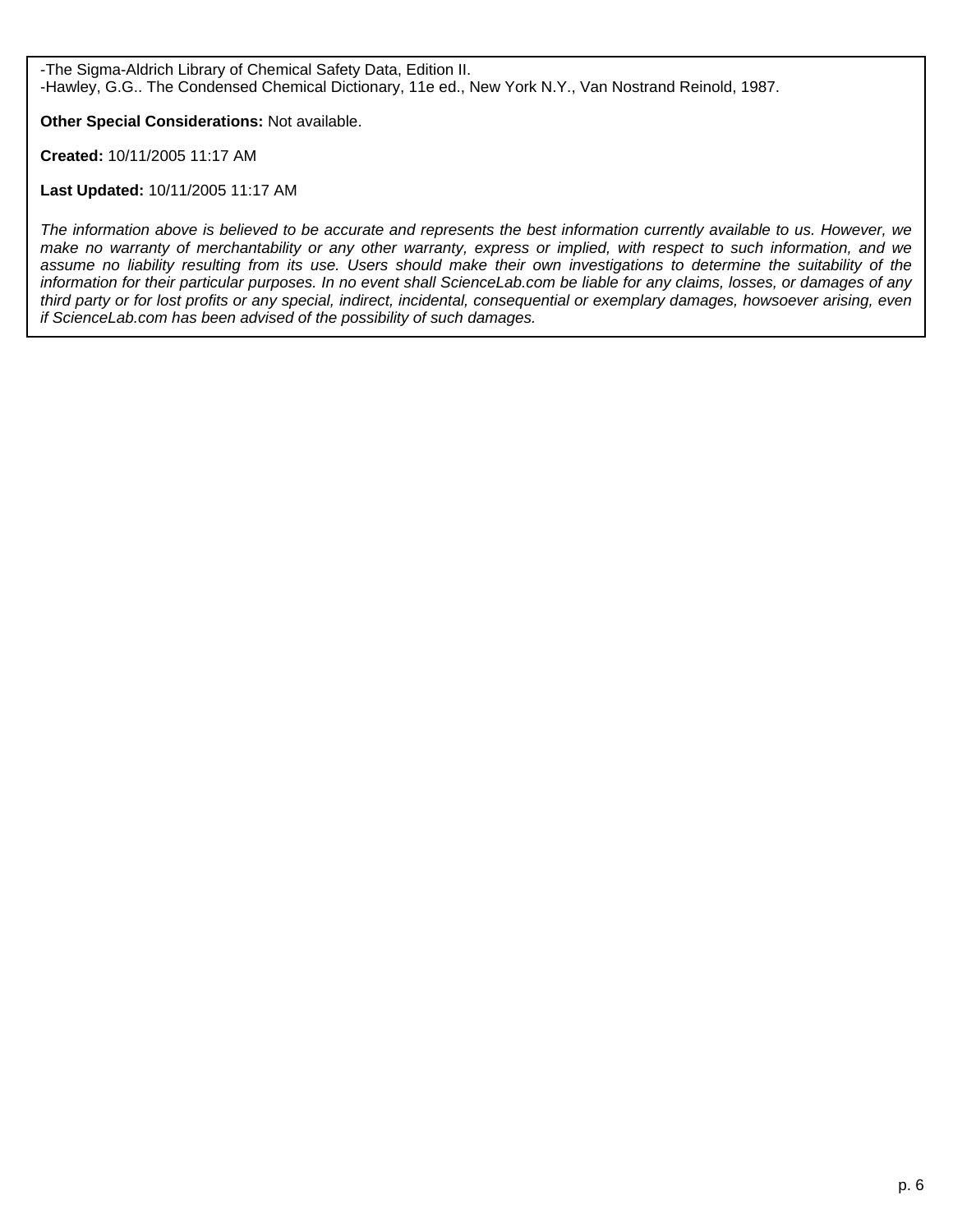-The Sigma-Aldrich Library of Chemical Safety Data, Edition II.
-Hawley, G.G.. The Condensed Chemical Dictionary, 11e ed., New York N.Y., Van Nostrand Reinold, 1987.

**Other Special Considerations:** Not available.

**Created:** 10/11/2005 11:17 AM

**Last Updated:** 10/11/2005 11:17 AM

*The information above is believed to be accurate and represents the best information currently available to us. However, we make no warranty of merchantability or any other warranty, express or implied, with respect to such information, and we assume no liability resulting from its use. Users should make their own investigations to determine the suitability of the information for their particular purposes. In no event shall ScienceLab.com be liable for any claims, losses, or damages of any third party or for lost profits or any special, indirect, incidental, consequential or exemplary damages, howsoever arising, even if ScienceLab.com has been advised of the possibility of such damages.*